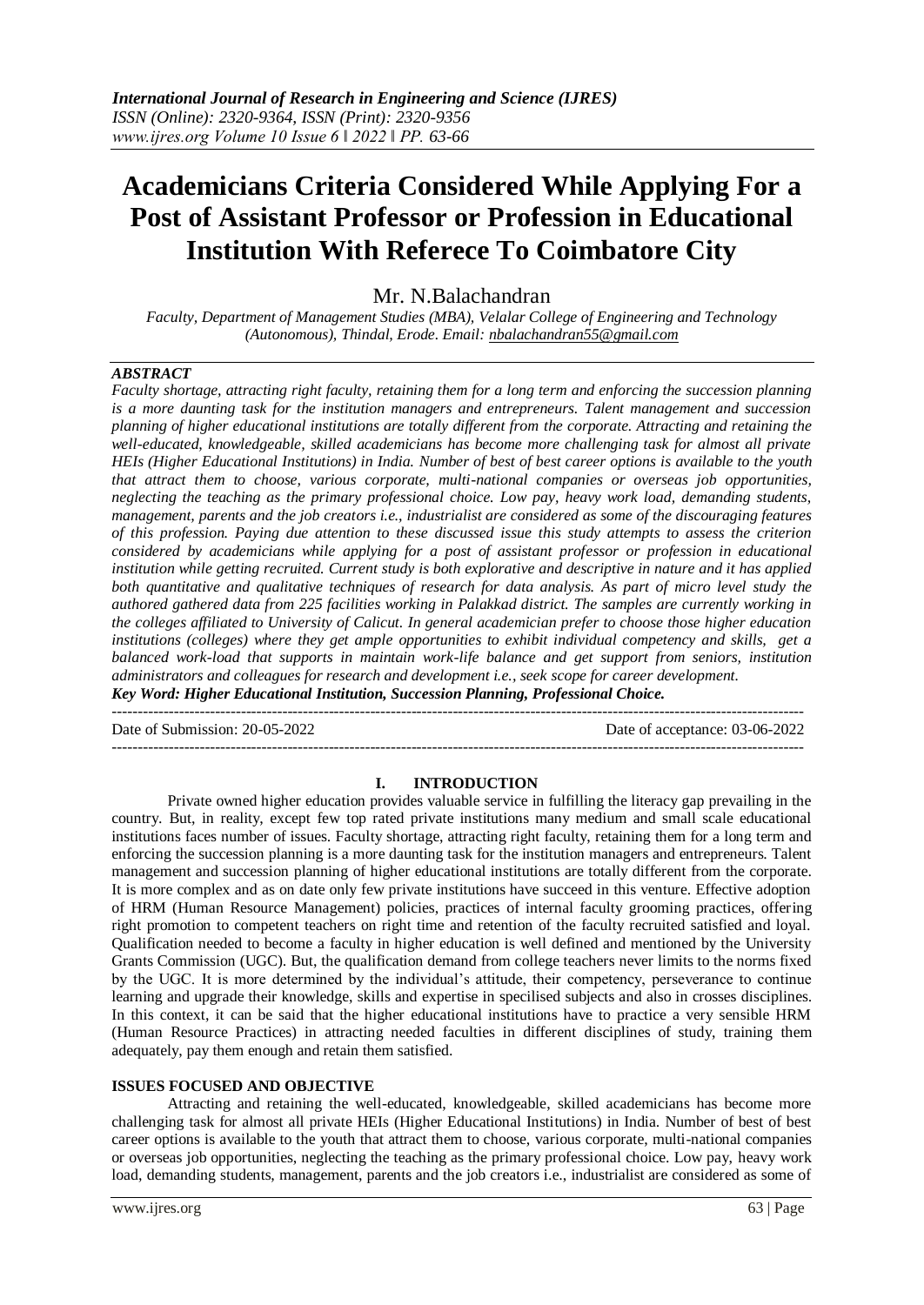# Academicians Criteria Considered While Applying For a Post of Assistant Professor or Profession in Educational Institution With Referece To Coimbatore City

Mr. N.Balachandran

*Faculty, Department of Management Studies (MBA), Velalar College of Engineering and Technology (Autonomous), Thindal, Erode. Email: nbalachandran55@gmail.com*

***ABSTRACT***

*Faculty shortage, attracting right faculty, retaining them for a long term and enforcing the succession planning is a more daunting task for the institution managers and entrepreneurs. Talent management and succession planning of higher educational institutions are totally different from the corporate. Attracting and retaining the well-educated, knowledgeable, skilled academicians has become more challenging task for almost all private HEIs (Higher Educational Institutions) in India. Number of best of best career options is available to the youth that attract them to choose, various corporate, multi-national companies or overseas job opportunities, neglecting the teaching as the primary professional choice. Low pay, heavy work load, demanding students, management, parents and the job creators i.e., industrialist are considered as some of the discouraging features of this profession. Paying due attention to these discussed issue this study attempts to assess the criterion considered by academicians while applying for a post of assistant professor or profession in educational institution while getting recruited. Current study is both explorative and descriptive in nature and it has applied both quantitative and qualitative techniques of research for data analysis. As part of micro level study the authored gathered data from 225 facilities working in Palakkad district. The samples are currently working in the colleges affiliated to University of Calicut. In general academician prefer to choose those higher education institutions (colleges) where they get ample opportunities to exhibit individual competency and skills, get a balanced work-load that supports in maintain work-life balance and get support from seniors, institution administrators and colleagues for research and development i.e., seek scope for career development.*

***Key Word: Higher Educational Institution, Succession Planning, Professional Choice.***

---

Date of Submission: 20-05-2022 | Date of acceptance: 03-06-2022

---

## I. INTRODUCTION

Private owned higher education provides valuable service in fulfilling the literacy gap prevailing in the country. But, in reality, except few top rated private institutions many medium and small scale educational institutions faces number of issues. Faculty shortage, attracting right faculty, retaining them for a long term and enforcing the succession planning is a more daunting task for the institution managers and entrepreneurs. Talent management and succession planning of higher educational institutions are totally different from the corporate. It is more complex and as on date only few private institutions have succeed in this venture. Effective adoption of HRM (Human Resource Management) policies, practices of internal faculty grooming practices, offering right promotion to competent teachers on right time and retention of the faculty recruited satisfied and loyal. Qualification needed to become a faculty in higher education is well defined and mentioned by the University Grants Commission (UGC). But, the qualification demand from college teachers never limits to the norms fixed by the UGC. It is more determined by the individual's attitude, their competency, perseverance to continue learning and upgrade their knowledge, skills and expertise in specilised subjects and also in crosses disciplines. In this context, it can be said that the higher educational institutions have to practice a very sensible HRM (Human Resource Practices) in attracting needed faculties in different disciplines of study, training them adequately, pay them enough and retain them satisfied.

### ISSUES FOCUSED AND OBJECTIVE

Attracting and retaining the well-educated, knowledgeable, skilled academicians has become more challenging task for almost all private HEIs (Higher Educational Institutions) in India. Number of best of best career options is available to the youth that attract them to choose, various corporate, multi-national companies or overseas job opportunities, neglecting the teaching as the primary professional choice. Low pay, heavy work load, demanding students, management, parents and the job creators i.e., industrialist are considered as some of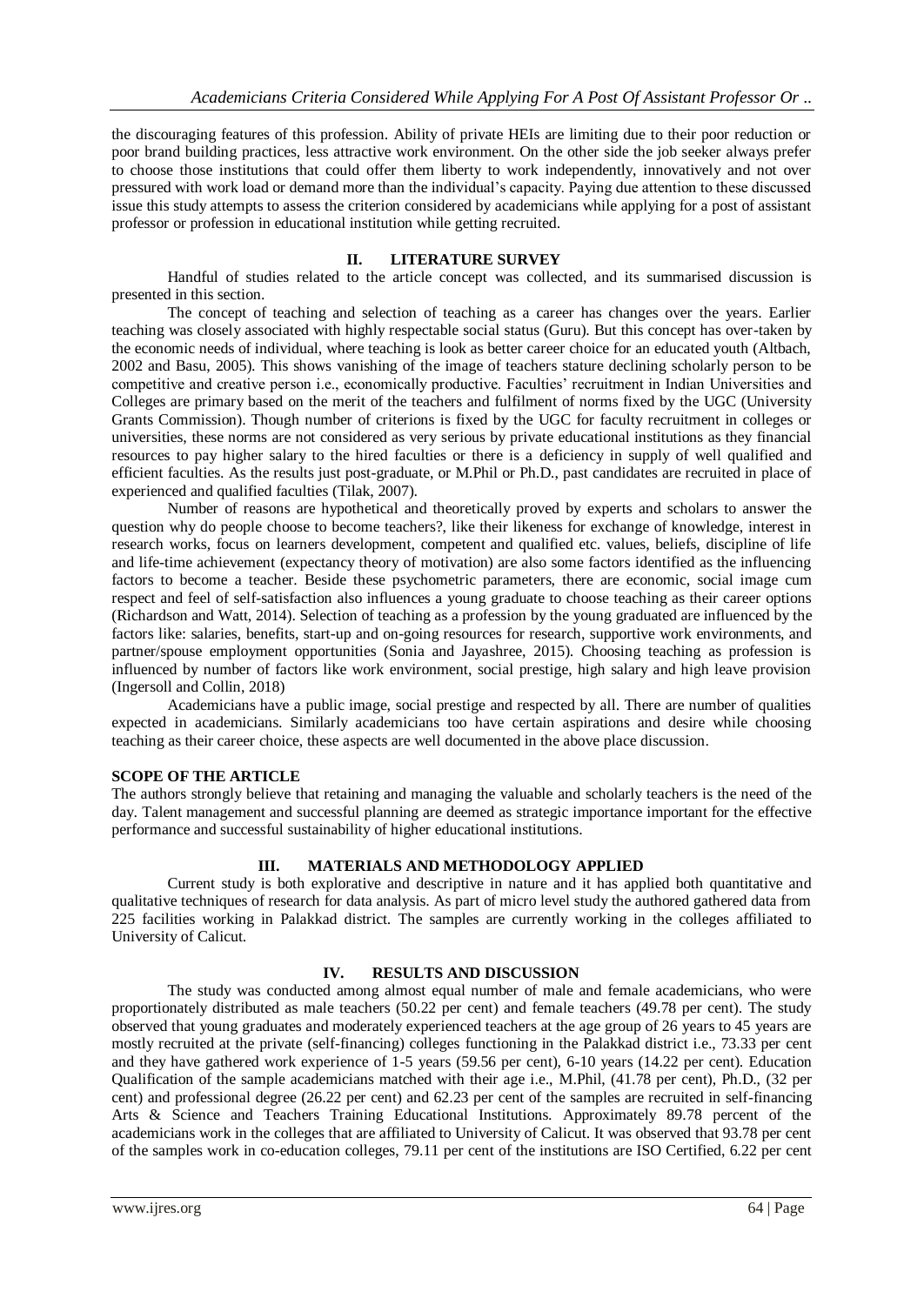the discouraging features of this profession. Ability of private HEIs are limiting due to their poor reduction or poor brand building practices, less attractive work environment. On the other side the job seeker always prefer to choose those institutions that could offer them liberty to work independently, innovatively and not over pressured with work load or demand more than the individual's capacity. Paying due attention to these discussed issue this study attempts to assess the criterion considered by academicians while applying for a post of assistant professor or profession in educational institution while getting recruited.

## II. LITERATURE SURVEY

Handful of studies related to the article concept was collected, and its summarised discussion is presented in this section.

The concept of teaching and selection of teaching as a career has changes over the years. Earlier teaching was closely associated with highly respectable social status (Guru). But this concept has over-taken by the economic needs of individual, where teaching is look as better career choice for an educated youth (Altbach, 2002 and Basu, 2005). This shows vanishing of the image of teachers stature declining scholarly person to be competitive and creative person i.e., economically productive. Faculties' recruitment in Indian Universities and Colleges are primary based on the merit of the teachers and fulfilment of norms fixed by the UGC (University Grants Commission). Though number of criterions is fixed by the UGC for faculty recruitment in colleges or universities, these norms are not considered as very serious by private educational institutions as they financial resources to pay higher salary to the hired faculties or there is a deficiency in supply of well qualified and efficient faculties. As the results just post-graduate, or M.Phil or Ph.D., past candidates are recruited in place of experienced and qualified faculties (Tilak, 2007).

Number of reasons are hypothetical and theoretically proved by experts and scholars to answer the question why do people choose to become teachers?, like their likeness for exchange of knowledge, interest in research works, focus on learners development, competent and qualified etc. values, beliefs, discipline of life and life-time achievement (expectancy theory of motivation) are also some factors identified as the influencing factors to become a teacher. Beside these psychometric parameters, there are economic, social image cum respect and feel of self-satisfaction also influences a young graduate to choose teaching as their career options (Richardson and Watt, 2014). Selection of teaching as a profession by the young graduated are influenced by the factors like: salaries, benefits, start-up and on-going resources for research, supportive work environments, and partner/spouse employment opportunities (Sonia and Jayashree, 2015). Choosing teaching as profession is influenced by number of factors like work environment, social prestige, high salary and high leave provision (Ingersoll and Collin, 2018)

Academicians have a public image, social prestige and respected by all. There are number of qualities expected in academicians. Similarly academicians too have certain aspirations and desire while choosing teaching as their career choice, these aspects are well documented in the above place discussion.

### SCOPE OF THE ARTICLE

The authors strongly believe that retaining and managing the valuable and scholarly teachers is the need of the day. Talent management and successful planning are deemed as strategic importance important for the effective performance and successful sustainability of higher educational institutions.

## III. MATERIALS AND METHODOLOGY APPLIED

Current study is both explorative and descriptive in nature and it has applied both quantitative and qualitative techniques of research for data analysis. As part of micro level study the authored gathered data from 225 facilities working in Palakkad district. The samples are currently working in the colleges affiliated to University of Calicut.

## IV. RESULTS AND DISCUSSION

The study was conducted among almost equal number of male and female academicians, who were proportionately distributed as male teachers (50.22 per cent) and female teachers (49.78 per cent). The study observed that young graduates and moderately experienced teachers at the age group of 26 years to 45 years are mostly recruited at the private (self-financing) colleges functioning in the Palakkad district i.e., 73.33 per cent and they have gathered work experience of 1-5 years (59.56 per cent), 6-10 years (14.22 per cent). Education Qualification of the sample academicians matched with their age i.e., M.Phil, (41.78 per cent), Ph.D., (32 per cent) and professional degree (26.22 per cent) and 62.23 per cent of the samples are recruited in self-financing Arts & Science and Teachers Training Educational Institutions. Approximately 89.78 percent of the academicians work in the colleges that are affiliated to University of Calicut. It was observed that 93.78 per cent of the samples work in co-education colleges, 79.11 per cent of the institutions are ISO Certified, 6.22 per cent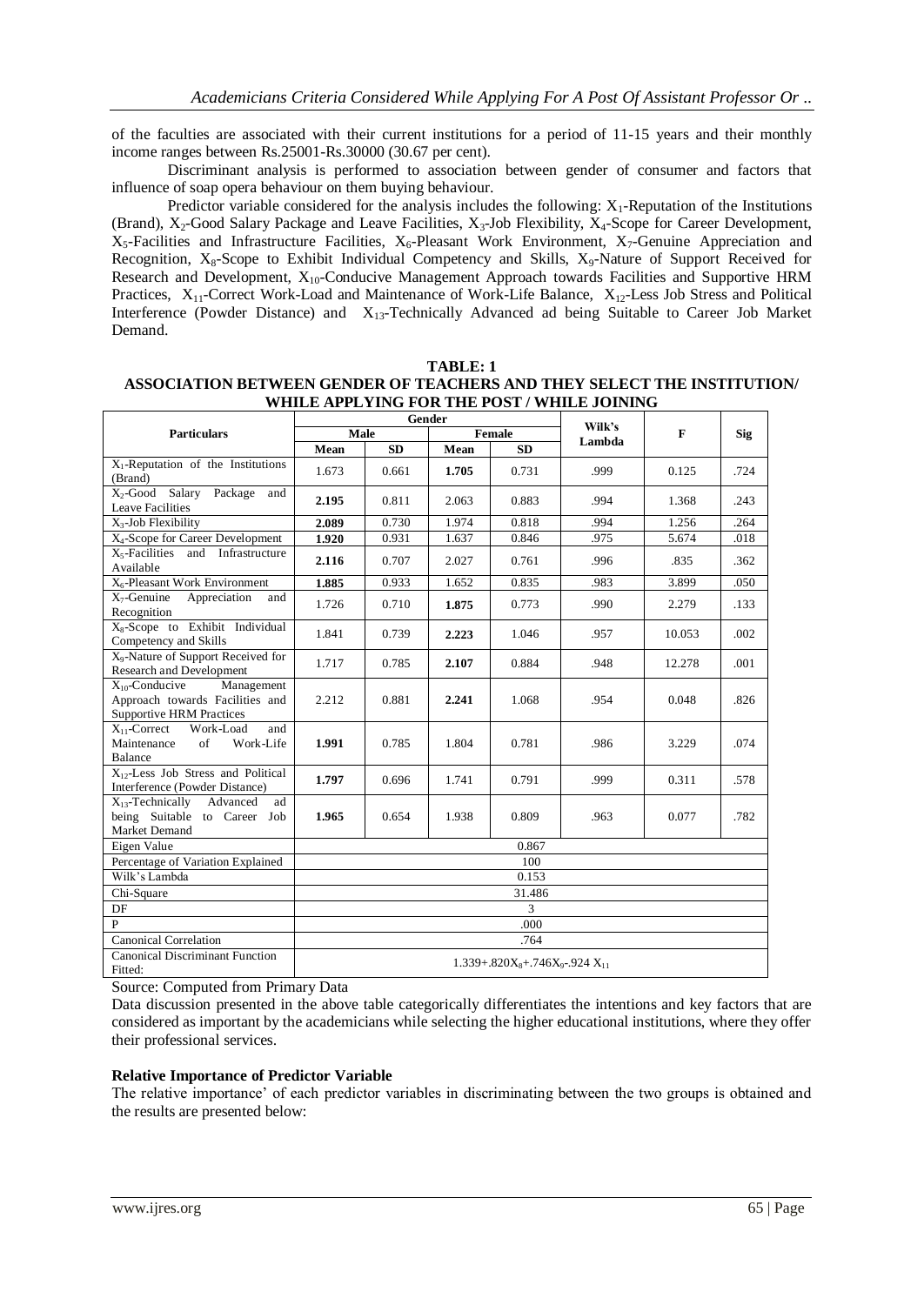of the faculties are associated with their current institutions for a period of 11-15 years and their monthly income ranges between Rs.25001-Rs.30000 (30.67 per cent).

Discriminant analysis is performed to association between gender of consumer and factors that influence of soap opera behaviour on them buying behaviour.

Predictor variable considered for the analysis includes the following: $X_1$-Reputation of the Institutions (Brand), $X_2$-Good Salary Package and Leave Facilities, $X_3$-Job Flexibility, $X_4$-Scope for Career Development, $X_5$-Facilities and Infrastructure Facilities, $X_6$-Pleasant Work Environment, $X_7$-Genuine Appreciation and Recognition, $X_8$-Scope to Exhibit Individual Competency and Skills, $X_9$-Nature of Support Received for Research and Development, $X_{10}$-Conducive Management Approach towards Facilities and Supportive HRM Practices, $X_{11}$-Correct Work-Load and Maintenance of Work-Life Balance, $X_{12}$-Less Job Stress and Political Interference (Powder Distance) and $X_{13}$-Technically Advanced ad being Suitable to Career Job Market Demand.

**TABLE: 1**
**ASSOCIATION BETWEEN GENDER OF TEACHERS AND THEY SELECT THE INSTITUTION/ WHILE APPLYING FOR THE POST / WHILE JOINING**

| Particulars | Gender | | | | Wilk's Lambda | F | Sig |
|---|---|---|---|---|---|---|---|
| | Male | | Female | | | | |
| | Mean | SD | Mean | SD | | | |
| $X_1$-Reputation of the Institutions (Brand) | 1.673 | 0.661 | **1.705** | 0.731 | .999 | 0.125 | .724 |
| $X_2$-Good Salary Package and Leave Facilities | **2.195** | 0.811 | 2.063 | 0.883 | .994 | 1.368 | .243 |
| $X_3$-Job Flexibility | **2.089** | 0.730 | 1.974 | 0.818 | .994 | 1.256 | .264 |
| $X_4$-Scope for Career Development | **1.920** | 0.931 | 1.637 | 0.846 | .975 | 5.674 | .018 |
| $X_5$-Facilities and Infrastructure Available | **2.116** | 0.707 | 2.027 | 0.761 | .996 | .835 | .362 |
| $X_6$-Pleasant Work Environment | **1.885** | 0.933 | 1.652 | 0.835 | .983 | 3.899 | .050 |
| $X_7$-Genuine Appreciation and Recognition | 1.726 | 0.710 | **1.875** | 0.773 | .990 | 2.279 | .133 |
| $X_8$-Scope to Exhibit Individual Competency and Skills | 1.841 | 0.739 | **2.223** | 1.046 | .957 | 10.053 | .002 |
| $X_9$-Nature of Support Received for Research and Development | 1.717 | 0.785 | **2.107** | 0.884 | .948 | 12.278 | .001 |
| $X_{10}$-Conducive Management Approach towards Facilities and Supportive HRM Practices | 2.212 | 0.881 | **2.241** | 1.068 | .954 | 0.048 | .826 |
| $X_{11}$-Correct Work-Load and Maintenance of Work-Life Balance | **1.991** | 0.785 | 1.804 | 0.781 | .986 | 3.229 | .074 |
| $X_{12}$-Less Job Stress and Political Interference (Powder Distance) | **1.797** | 0.696 | 1.741 | 0.791 | .999 | 0.311 | .578 |
| $X_{13}$-Technically Advanced ad being Suitable to Career Job Market Demand | **1.965** | 0.654 | 1.938 | 0.809 | .963 | 0.077 | .782 |
| Eigen Value | 0.867 | | | | | | |
| Percentage of Variation Explained | 100 | | | | | | |
| Wilk's Lambda | 0.153 | | | | | | |
| Chi-Square | 31.486 | | | | | | |
| DF | 3 | | | | | | |
| P | .000 | | | | | | |
| Canonical Correlation | .764 | | | | | | |
| Canonical Discriminant Function Fitted: | $1.339+.820X_8+.746X_9-.924\ X_{11}$ | | | | | | |

Source: Computed from Primary Data

Data discussion presented in the above table categorically differentiates the intentions and key factors that are considered as important by the academicians while selecting the higher educational institutions, where they offer their professional services.

**Relative Importance of Predictor Variable**

The relative importance' of each predictor variables in discriminating between the two groups is obtained and the results are presented below: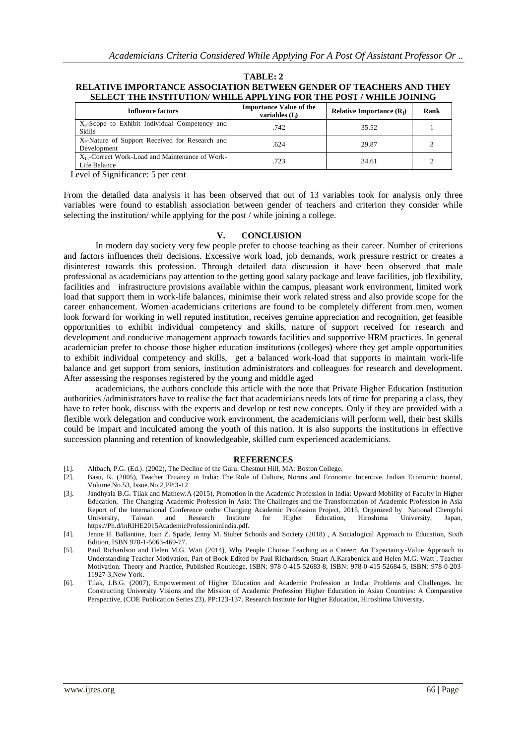**TABLE: 2**
**RELATIVE IMPORTANCE ASSOCIATION BETWEEN GENDER OF TEACHERS AND THEY SELECT THE INSTITUTION/ WHILE APPLYING FOR THE POST / WHILE JOINING**

| Influence factors | Importance Value of the variables ($I_j$) | Relative Importance ($R_j$) | Rank |
|---|---|---|---|
| $X_8$-Scope to Exhibit Individual Competency and Skills | .742 | 35.52 | 1 |
| $X_9$-Nature of Support Received for Research and Development | .624 | 29.87 | 3 |
| $X_{11}$-Correct Work-Load and Maintenance of Work-Life Balance | .723 | 34.61 | 2 |

Level of Significance: 5 per cent

From the detailed data analysis it has been observed that out of 13 variables took for analysis only three variables were found to establish association between gender of teachers and criterion they consider while selecting the institution/ while applying for the post / while joining a college.

## V. CONCLUSION

In modern day society very few people prefer to choose teaching as their career. Number of criterions and factors influences their decisions. Excessive work load, job demands, work pressure restrict or creates a disinterest towards this profession. Through detailed data discussion it have been observed that male professional as academicians pay attention to the getting good salary package and leave facilities, job flexibility, facilities and infrastructure provisions available within the campus, pleasant work environment, limited work load that support them in work-life balances, minimise their work related stress and also provide scope for the career enhancement. Women academicians criterions are found to be completely different from men, women look forward for working in well reputed institution, receives genuine appreciation and recognition, get feasible opportunities to exhibit individual competency and skills, nature of support received for research and development and conducive management approach towards facilities and supportive HRM practices. In general academician prefer to choose those higher education institutions (colleges) where they get ample opportunities to exhibit individual competency and skills, get a balanced work-load that supports in maintain work-life balance and get support from seniors, institution administrators and colleagues for research and development. After assessing the responses registered by the young and middle aged

academicians, the authors conclude this article with the note that Private Higher Education Institution authorities /administrators have to realise the fact that academicians needs lots of time for preparing a class, they have to refer book, discuss with the experts and develop or test new concepts. Only if they are provided with a flexible work delegation and conducive work environment, the academicians will perform well, their best skills could be impart and inculcated among the youth of this nation. It is also supports the institutions in effective succession planning and retention of knowledgeable, skilled cum experienced academicians.

## REFERENCES

[1]. Altbach, P.G. (Ed.). (2002), The Decline of the Guru. Chestnut Hill, MA: Boston College.

[2]. Basu, K. (2005), Teacher Truancy in India: The Role of Culture, Norms and Economic Incentive. Indian Economic Journal, Volume.No.53, Issue.No.2,PP:3-12.

[3]. Jandhyala B.G. Tilak and Mathew.A (2015), Promotion in the Academic Profession in India: Upward Mobility of Faculty in Higher Education, The Changing Academic Profession in Asia: The Challenges and the Transformation of Academic Profession in Asia Report of the International Conference onthe Changing Academic Profession Project, 2015, Organized by National Chengchi University, Taiwan and Research Institute for Higher Education, Hiroshima University, Japan, https://Ph.d/inRIHE2015AcademicProfessioninIndia.pdf.

[4]. Jenne H. Ballantine, Joan Z. Spade, Jenny M. Stuber Schools and Society (2018) , A Socialogical Approach to Education, Sixth Edition, ISBN 978-1-5063-469-77.

[5]. Paul Richardson and Helen M.G. Watt (2014), Why People Choose Teaching as a Career: An Expectancy-Value Approach to Understanding Teacher Motivation, Part of Book Edited by Paul Richardson, Stuart A.Karabenick and Helen M.G. Watt , Teacher Motivation: Theory and Practice, Published Routledge, ISBN: 978-0-415-52683-8, ISBN: 978-0-415-52684-5, ISBN: 978-0-203-11927-3,New York.

[6]. Tilak, J.B.G. (2007), Empowerment of Higher Education and Academic Profession in India: Problems and Challenges. In: Constructing University Visions and the Mission of Academic Profession Higher Education in Asian Countries: A Comparative Perspective, (COE Publication Series 23), PP:123-137. Research Institute for Higher Education, Hiroshima University.